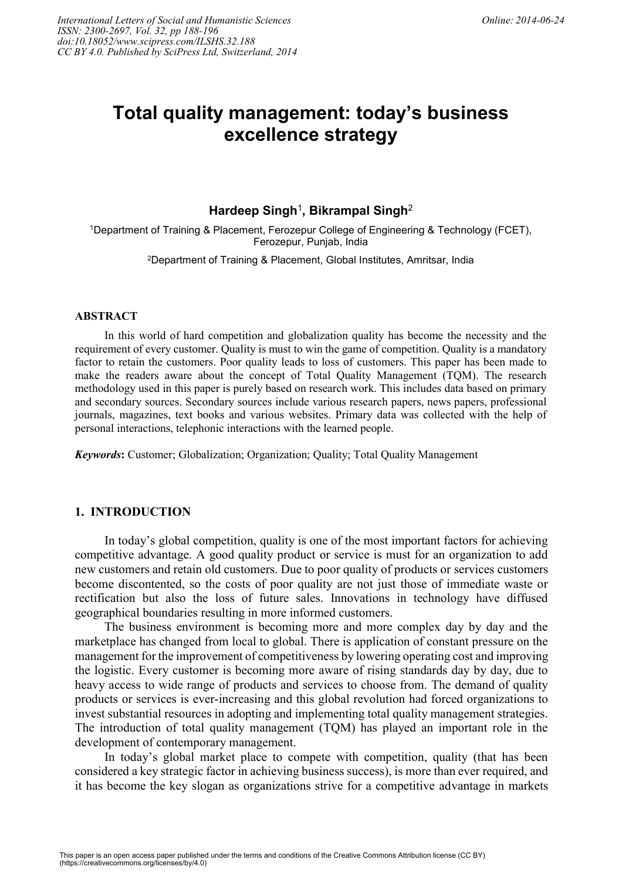# Total quality management: today's business excellence strategy

**Hardeep Singh**[1], **Bikrampal Singh**[2]

[1]Department of Training & Placement, Ferozepur College of Engineering & Technology (FCET), Ferozepur, Punjab, India

[2]Department of Training & Placement, Global Institutes, Amritsar, India

## ABSTRACT

In this world of hard competition and globalization quality has become the necessity and the requirement of every customer. Quality is must to win the game of competition. Quality is a mandatory factor to retain the customers. Poor quality leads to loss of customers. This paper has been made to make the readers aware about the concept of Total Quality Management (TQM). The research methodology used in this paper is purely based on research work. This includes data based on primary and secondary sources. Secondary sources include various research papers, news papers, professional journals, magazines, text books and various websites. Primary data was collected with the help of personal interactions, telephonic interactions with the learned people.

***Keywords*:** Customer; Globalization; Organization; Quality; Total Quality Management

## 1. INTRODUCTION

In today's global competition, quality is one of the most important factors for achieving competitive advantage. A good quality product or service is must for an organization to add new customers and retain old customers. Due to poor quality of products or services customers become discontented, so the costs of poor quality are not just those of immediate waste or rectification but also the loss of future sales. Innovations in technology have diffused geographical boundaries resulting in more informed customers.

The business environment is becoming more and more complex day by day and the marketplace has changed from local to global. There is application of constant pressure on the management for the improvement of competitiveness by lowering operating cost and improving the logistic. Every customer is becoming more aware of rising standards day by day, due to heavy access to wide range of products and services to choose from. The demand of quality products or services is ever-increasing and this global revolution had forced organizations to invest substantial resources in adopting and implementing total quality management strategies. The introduction of total quality management (TQM) has played an important role in the development of contemporary management.

In today's global market place to compete with competition, quality (that has been considered a key strategic factor in achieving business success), is more than ever required, and it has become the key slogan as organizations strive for a competitive advantage in markets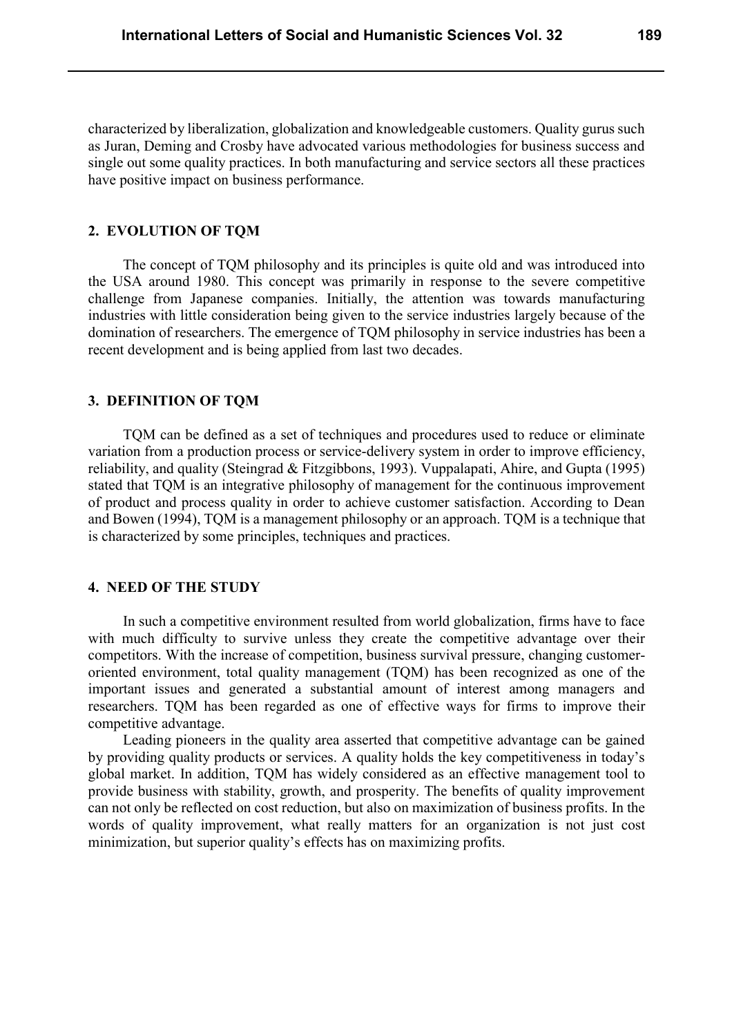characterized by liberalization, globalization and knowledgeable customers. Quality gurus such as Juran, Deming and Crosby have advocated various methodologies for business success and single out some quality practices. In both manufacturing and service sectors all these practices have positive impact on business performance.

## 2. EVOLUTION OF TQM

The concept of TQM philosophy and its principles is quite old and was introduced into the USA around 1980. This concept was primarily in response to the severe competitive challenge from Japanese companies. Initially, the attention was towards manufacturing industries with little consideration being given to the service industries largely because of the domination of researchers. The emergence of TQM philosophy in service industries has been a recent development and is being applied from last two decades.

## 3. DEFINITION OF TQM

TQM can be defined as a set of techniques and procedures used to reduce or eliminate variation from a production process or service-delivery system in order to improve efficiency, reliability, and quality (Steingrad & Fitzgibbons, 1993). Vuppalapati, Ahire, and Gupta (1995) stated that TQM is an integrative philosophy of management for the continuous improvement of product and process quality in order to achieve customer satisfaction. According to Dean and Bowen (1994), TQM is a management philosophy or an approach. TQM is a technique that is characterized by some principles, techniques and practices.

## 4. NEED OF THE STUDY

In such a competitive environment resulted from world globalization, firms have to face with much difficulty to survive unless they create the competitive advantage over their competitors. With the increase of competition, business survival pressure, changing customer-oriented environment, total quality management (TQM) has been recognized as one of the important issues and generated a substantial amount of interest among managers and researchers. TQM has been regarded as one of effective ways for firms to improve their competitive advantage.

Leading pioneers in the quality area asserted that competitive advantage can be gained by providing quality products or services. A quality holds the key competitiveness in today's global market. In addition, TQM has widely considered as an effective management tool to provide business with stability, growth, and prosperity. The benefits of quality improvement can not only be reflected on cost reduction, but also on maximization of business profits. In the words of quality improvement, what really matters for an organization is not just cost minimization, but superior quality's effects has on maximizing profits.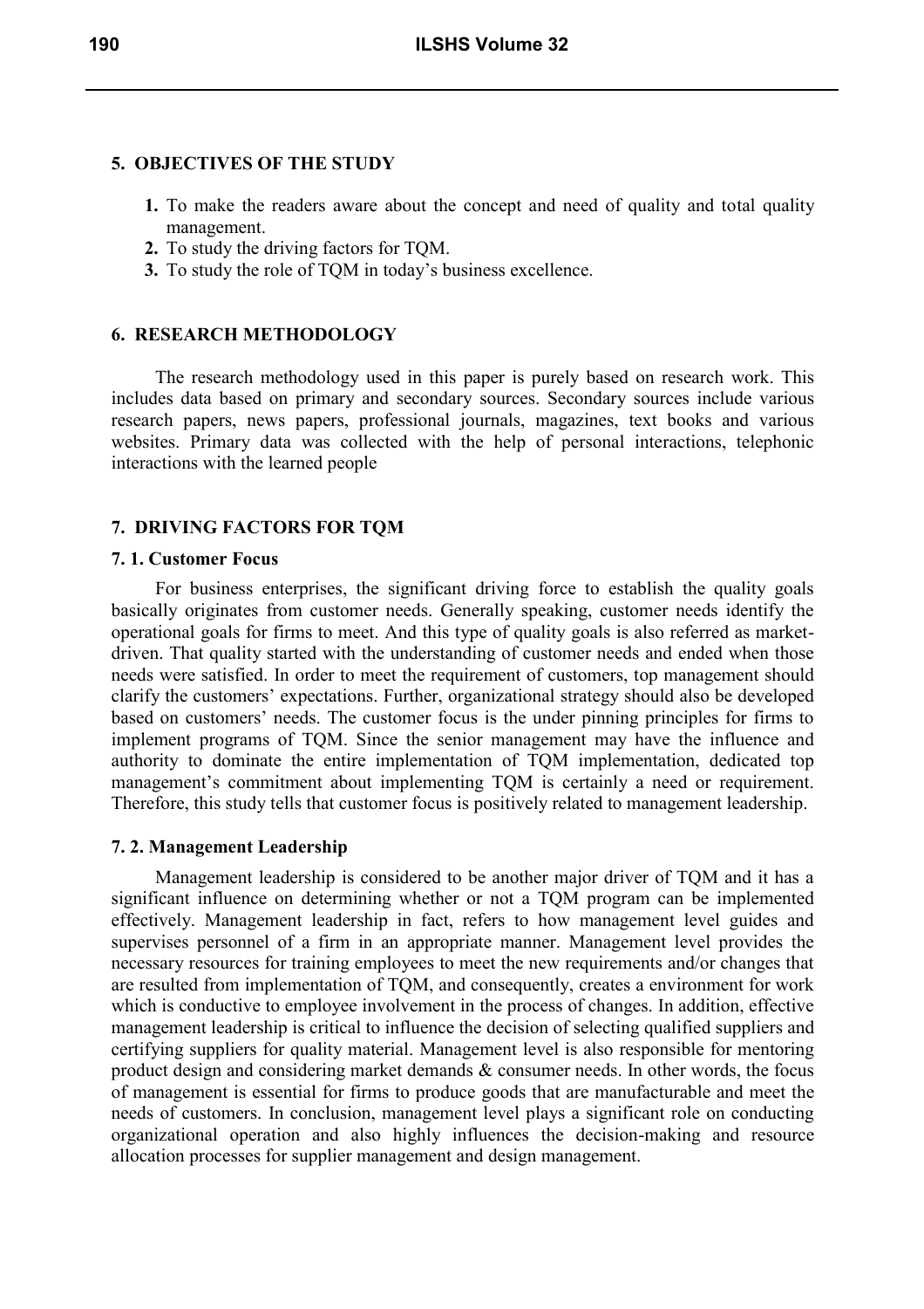## 5. OBJECTIVES OF THE STUDY

1. To make the readers aware about the concept and need of quality and total quality management.
2. To study the driving factors for TQM.
3. To study the role of TQM in today's business excellence.

## 6. RESEARCH METHODOLOGY

The research methodology used in this paper is purely based on research work. This includes data based on primary and secondary sources. Secondary sources include various research papers, news papers, professional journals, magazines, text books and various websites. Primary data was collected with the help of personal interactions, telephonic interactions with the learned people

## 7. DRIVING FACTORS FOR TQM

### 7. 1. Customer Focus

For business enterprises, the significant driving force to establish the quality goals basically originates from customer needs. Generally speaking, customer needs identify the operational goals for firms to meet. And this type of quality goals is also referred as market-driven. That quality started with the understanding of customer needs and ended when those needs were satisfied. In order to meet the requirement of customers, top management should clarify the customers' expectations. Further, organizational strategy should also be developed based on customers' needs. The customer focus is the under pinning principles for firms to implement programs of TQM. Since the senior management may have the influence and authority to dominate the entire implementation of TQM implementation, dedicated top management's commitment about implementing TQM is certainly a need or requirement. Therefore, this study tells that customer focus is positively related to management leadership.

### 7. 2. Management Leadership

Management leadership is considered to be another major driver of TQM and it has a significant influence on determining whether or not a TQM program can be implemented effectively. Management leadership in fact, refers to how management level guides and supervises personnel of a firm in an appropriate manner. Management level provides the necessary resources for training employees to meet the new requirements and/or changes that are resulted from implementation of TQM, and consequently, creates a environment for work which is conductive to employee involvement in the process of changes. In addition, effective management leadership is critical to influence the decision of selecting qualified suppliers and certifying suppliers for quality material. Management level is also responsible for mentoring product design and considering market demands & consumer needs. In other words, the focus of management is essential for firms to produce goods that are manufacturable and meet the needs of customers. In conclusion, management level plays a significant role on conducting organizational operation and also highly influences the decision-making and resource allocation processes for supplier management and design management.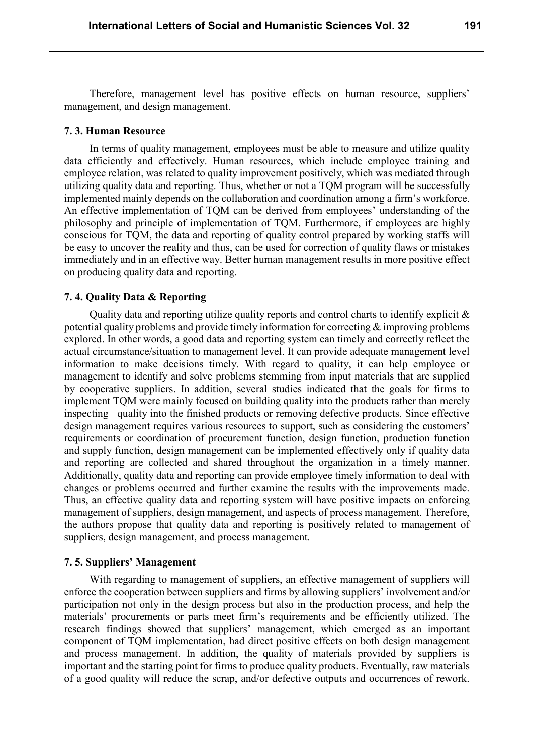Therefore, management level has positive effects on human resource, suppliers' management, and design management.

### 7. 3. Human Resource

In terms of quality management, employees must be able to measure and utilize quality data efficiently and effectively. Human resources, which include employee training and employee relation, was related to quality improvement positively, which was mediated through utilizing quality data and reporting. Thus, whether or not a TQM program will be successfully implemented mainly depends on the collaboration and coordination among a firm's workforce. An effective implementation of TQM can be derived from employees' understanding of the philosophy and principle of implementation of TQM. Furthermore, if employees are highly conscious for TQM, the data and reporting of quality control prepared by working staffs will be easy to uncover the reality and thus, can be used for correction of quality flaws or mistakes immediately and in an effective way. Better human management results in more positive effect on producing quality data and reporting.

### 7. 4. Quality Data & Reporting

Quality data and reporting utilize quality reports and control charts to identify explicit & potential quality problems and provide timely information for correcting & improving problems explored. In other words, a good data and reporting system can timely and correctly reflect the actual circumstance/situation to management level. It can provide adequate management level information to make decisions timely. With regard to quality, it can help employee or management to identify and solve problems stemming from input materials that are supplied by cooperative suppliers. In addition, several studies indicated that the goals for firms to implement TQM were mainly focused on building quality into the products rather than merely inspecting quality into the finished products or removing defective products. Since effective design management requires various resources to support, such as considering the customers' requirements or coordination of procurement function, design function, production function and supply function, design management can be implemented effectively only if quality data and reporting are collected and shared throughout the organization in a timely manner. Additionally, quality data and reporting can provide employee timely information to deal with changes or problems occurred and further examine the results with the improvements made. Thus, an effective quality data and reporting system will have positive impacts on enforcing management of suppliers, design management, and aspects of process management. Therefore, the authors propose that quality data and reporting is positively related to management of suppliers, design management, and process management.

### 7. 5. Suppliers' Management

With regarding to management of suppliers, an effective management of suppliers will enforce the cooperation between suppliers and firms by allowing suppliers' involvement and/or participation not only in the design process but also in the production process, and help the materials' procurements or parts meet firm's requirements and be efficiently utilized. The research findings showed that suppliers' management, which emerged as an important component of TQM implementation, had direct positive effects on both design management and process management. In addition, the quality of materials provided by suppliers is important and the starting point for firms to produce quality products. Eventually, raw materials of a good quality will reduce the scrap, and/or defective outputs and occurrences of rework.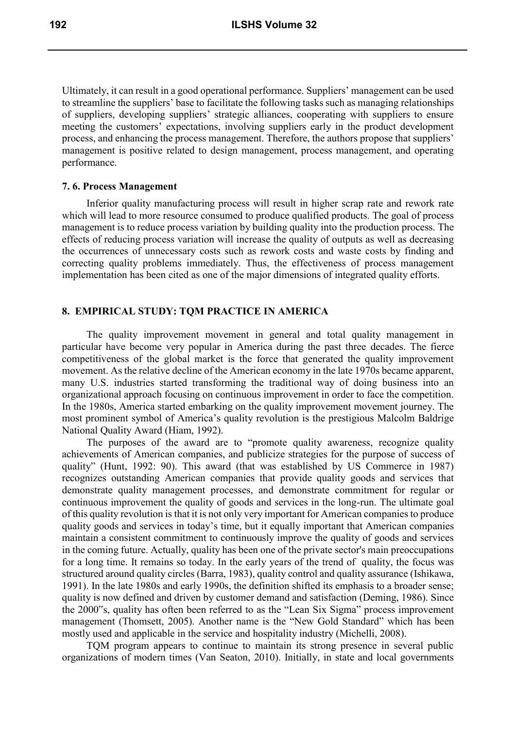Ultimately, it can result in a good operational performance. Suppliers' management can be used to streamline the suppliers' base to facilitate the following tasks such as managing relationships of suppliers, developing suppliers' strategic alliances, cooperating with suppliers to ensure meeting the customers' expectations, involving suppliers early in the product development process, and enhancing the process management. Therefore, the authors propose that suppliers' management is positive related to design management, process management, and operating performance.

### 7. 6. Process Management

Inferior quality manufacturing process will result in higher scrap rate and rework rate which will lead to more resource consumed to produce qualified products. The goal of process management is to reduce process variation by building quality into the production process. The effects of reducing process variation will increase the quality of outputs as well as decreasing the occurrences of unnecessary costs such as rework costs and waste costs by finding and correcting quality problems immediately. Thus, the effectiveness of process management implementation has been cited as one of the major dimensions of integrated quality efforts.

## 8. EMPIRICAL STUDY: TQM PRACTICE IN AMERICA

The quality improvement movement in general and total quality management in particular have become very popular in America during the past three decades. The fierce competitiveness of the global market is the force that generated the quality improvement movement. As the relative decline of the American economy in the late 1970s became apparent, many U.S. industries started transforming the traditional way of doing business into an organizational approach focusing on continuous improvement in order to face the competition. In the 1980s, America started embarking on the quality improvement movement journey. The most prominent symbol of America's quality revolution is the prestigious Malcolm Baldrige National Quality Award (Hiam, 1992).

The purposes of the award are to "promote quality awareness, recognize quality achievements of American companies, and publicize strategies for the purpose of success of quality" (Hunt, 1992: 90). This award (that was established by US Commerce in 1987) recognizes outstanding American companies that provide quality goods and services that demonstrate quality management processes, and demonstrate commitment for regular or continuous improvement the quality of goods and services in the long-run. The ultimate goal of this quality revolution is that it is not only very important for American companies to produce quality goods and services in today's time, but it equally important that American companies maintain a consistent commitment to continuously improve the quality of goods and services in the coming future. Actually, quality has been one of the private sector's main preoccupations for a long time. It remains so today. In the early years of the trend of quality, the focus was structured around quality circles (Barra, 1983), quality control and quality assurance (Ishikawa, 1991). In the late 1980s and early 1990s, the definition shifted its emphasis to a broader sense; quality is now defined and driven by customer demand and satisfaction (Deming, 1986). Since the 2000‟s, quality has often been referred to as the "Lean Six Sigma" process improvement management (Thomsett, 2005). Another name is the "New Gold Standard" which has been mostly used and applicable in the service and hospitality industry (Michelli, 2008).

TQM program appears to continue to maintain its strong presence in several public organizations of modern times (Van Seaton, 2010). Initially, in state and local governments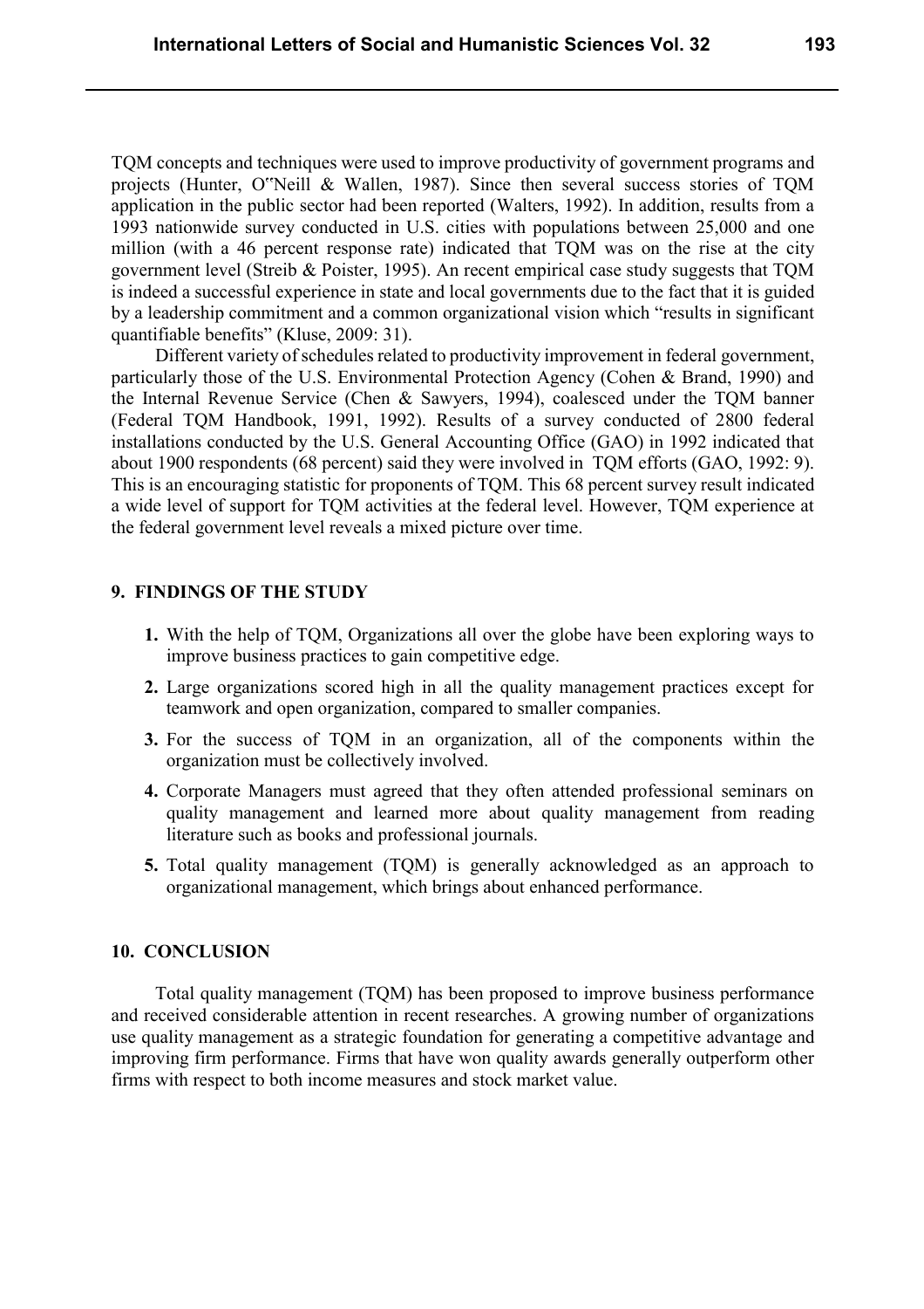TQM concepts and techniques were used to improve productivity of government programs and projects (Hunter, O"Neill & Wallen, 1987). Since then several success stories of TQM application in the public sector had been reported (Walters, 1992). In addition, results from a 1993 nationwide survey conducted in U.S. cities with populations between 25,000 and one million (with a 46 percent response rate) indicated that TQM was on the rise at the city government level (Streib & Poister, 1995). An recent empirical case study suggests that TQM is indeed a successful experience in state and local governments due to the fact that it is guided by a leadership commitment and a common organizational vision which "results in significant quantifiable benefits" (Kluse, 2009: 31).

Different variety of schedules related to productivity improvement in federal government, particularly those of the U.S. Environmental Protection Agency (Cohen & Brand, 1990) and the Internal Revenue Service (Chen & Sawyers, 1994), coalesced under the TQM banner (Federal TQM Handbook, 1991, 1992). Results of a survey conducted of 2800 federal installations conducted by the U.S. General Accounting Office (GAO) in 1992 indicated that about 1900 respondents (68 percent) said they were involved in TQM efforts (GAO, 1992: 9). This is an encouraging statistic for proponents of TQM. This 68 percent survey result indicated a wide level of support for TQM activities at the federal level. However, TQM experience at the federal government level reveals a mixed picture over time.

## 9. FINDINGS OF THE STUDY

1. With the help of TQM, Organizations all over the globe have been exploring ways to improve business practices to gain competitive edge.
2. Large organizations scored high in all the quality management practices except for teamwork and open organization, compared to smaller companies.
3. For the success of TQM in an organization, all of the components within the organization must be collectively involved.
4. Corporate Managers must agreed that they often attended professional seminars on quality management and learned more about quality management from reading literature such as books and professional journals.
5. Total quality management (TQM) is generally acknowledged as an approach to organizational management, which brings about enhanced performance.

## 10. CONCLUSION

Total quality management (TQM) has been proposed to improve business performance and received considerable attention in recent researches. A growing number of organizations use quality management as a strategic foundation for generating a competitive advantage and improving firm performance. Firms that have won quality awards generally outperform other firms with respect to both income measures and stock market value.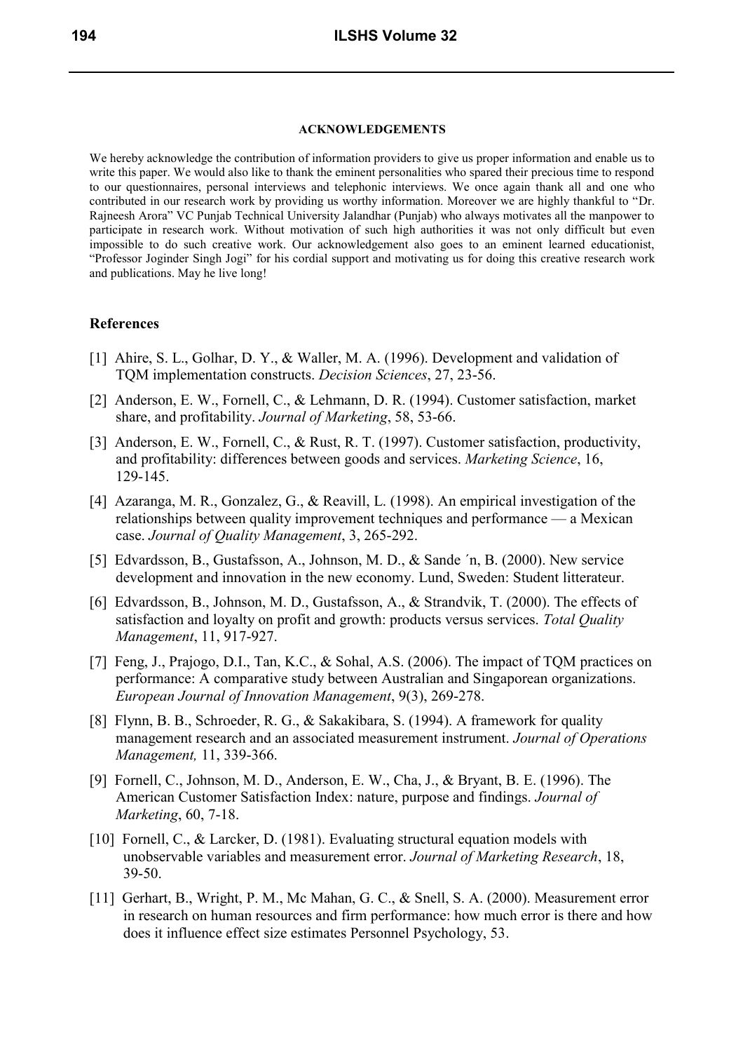## ACKNOWLEDGEMENTS

We hereby acknowledge the contribution of information providers to give us proper information and enable us to write this paper. We would also like to thank the eminent personalities who spared their precious time to respond to our questionnaires, personal interviews and telephonic interviews. We once again thank all and one who contributed in our research work by providing us worthy information. Moreover we are highly thankful to "Dr. Rajneesh Arora" VC Punjab Technical University Jalandhar (Punjab) who always motivates all the manpower to participate in research work. Without motivation of such high authorities it was not only difficult but even impossible to do such creative work. Our acknowledgement also goes to an eminent learned educationist, "Professor Joginder Singh Jogi" for his cordial support and motivating us for doing this creative research work and publications. May he live long!

## References

[1] Ahire, S. L., Golhar, D. Y., & Waller, M. A. (1996). Development and validation of TQM implementation constructs. *Decision Sciences*, 27, 23-56.

[2] Anderson, E. W., Fornell, C., & Lehmann, D. R. (1994). Customer satisfaction, market share, and profitability. *Journal of Marketing*, 58, 53-66.

[3] Anderson, E. W., Fornell, C., & Rust, R. T. (1997). Customer satisfaction, productivity, and profitability: differences between goods and services. *Marketing Science*, 16, 129-145.

[4] Azaranga, M. R., Gonzalez, G., & Reavill, L. (1998). An empirical investigation of the relationships between quality improvement techniques and performance — a Mexican case. *Journal of Quality Management*, 3, 265-292.

[5] Edvardsson, B., Gustafsson, A., Johnson, M. D., & Sande ´n, B. (2000). New service development and innovation in the new economy. Lund, Sweden: Student litterateur.

[6] Edvardsson, B., Johnson, M. D., Gustafsson, A., & Strandvik, T. (2000). The effects of satisfaction and loyalty on profit and growth: products versus services. *Total Quality Management*, 11, 917-927.

[7] Feng, J., Prajogo, D.I., Tan, K.C., & Sohal, A.S. (2006). The impact of TQM practices on performance: A comparative study between Australian and Singaporean organizations. *European Journal of Innovation Management*, 9(3), 269-278.

[8] Flynn, B. B., Schroeder, R. G., & Sakakibara, S. (1994). A framework for quality management research and an associated measurement instrument. *Journal of Operations Management,* 11, 339-366.

[9] Fornell, C., Johnson, M. D., Anderson, E. W., Cha, J., & Bryant, B. E. (1996). The American Customer Satisfaction Index: nature, purpose and findings. *Journal of Marketing*, 60, 7-18.

[10] Fornell, C., & Larcker, D. (1981). Evaluating structural equation models with unobservable variables and measurement error. *Journal of Marketing Research*, 18, 39-50.

[11] Gerhart, B., Wright, P. M., Mc Mahan, G. C., & Snell, S. A. (2000). Measurement error in research on human resources and firm performance: how much error is there and how does it influence effect size estimates Personnel Psychology, 53.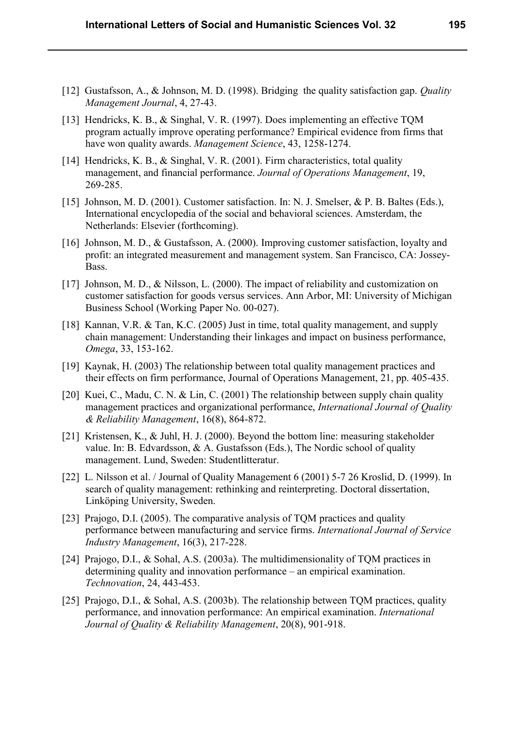[12] Gustafsson, A., & Johnson, M. D. (1998). Bridging  the quality satisfaction gap. *Quality Management Journal*, 4, 27-43.

[13] Hendricks, K. B., & Singhal, V. R. (1997). Does implementing an effective TQM program actually improve operating performance? Empirical evidence from firms that have won quality awards. *Management Science*, 43, 1258-1274.

[14] Hendricks, K. B., & Singhal, V. R. (2001). Firm characteristics, total quality management, and financial performance. *Journal of Operations Management*, 19, 269-285.

[15] Johnson, M. D. (2001). Customer satisfaction. In: N. J. Smelser, & P. B. Baltes (Eds.), International encyclopedia of the social and behavioral sciences. Amsterdam, the Netherlands: Elsevier (forthcoming).

[16] Johnson, M. D., & Gustafsson, A. (2000). Improving customer satisfaction, loyalty and profit: an integrated measurement and management system. San Francisco, CA: Jossey-Bass.

[17] Johnson, M. D., & Nilsson, L. (2000). The impact of reliability and customization on customer satisfaction for goods versus services. Ann Arbor, MI: University of Michigan Business School (Working Paper No. 00-027).

[18] Kannan, V.R. & Tan, K.C. (2005) Just in time, total quality management, and supply chain management: Understanding their linkages and impact on business performance, *Omega*, 33, 153-162.

[19] Kaynak, H. (2003) The relationship between total quality management practices and their effects on firm performance, Journal of Operations Management, 21, pp. 405-435.

[20] Kuei, C., Madu, C. N. & Lin, C. (2001) The relationship between supply chain quality management practices and organizational performance, *International Journal of Quality & Reliability Management*, 16(8), 864-872.

[21] Kristensen, K., & Juhl, H. J. (2000). Beyond the bottom line: measuring stakeholder value. In: B. Edvardsson, & A. Gustafsson (Eds.), The Nordic school of quality management. Lund, Sweden: Studentlitteratur.

[22] L. Nilsson et al. / Journal of Quality Management 6 (2001) 5-7 26 Kroslid, D. (1999). In search of quality management: rethinking and reinterpreting. Doctoral dissertation, Linköping University, Sweden.

[23] Prajogo, D.I. (2005). The comparative analysis of TQM practices and quality performance between manufacturing and service firms. *International Journal of Service Industry Management*, 16(3), 217-228.

[24] Prajogo, D.I., & Sohal, A.S. (2003a). The multidimensionality of TQM practices in determining quality and innovation performance – an empirical examination. *Technovation*, 24, 443-453.

[25] Prajogo, D.I., & Sohal, A.S. (2003b). The relationship between TQM practices, quality performance, and innovation performance: An empirical examination. *International Journal of Quality & Reliability Management*, 20(8), 901-918.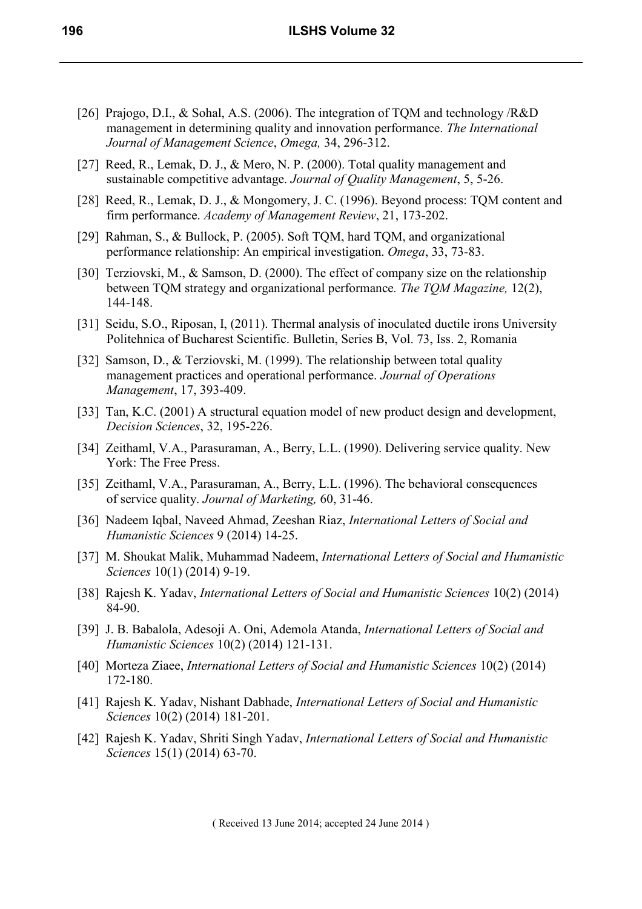[26] Prajogo, D.I., & Sohal, A.S. (2006). The integration of TQM and technology /R&D management in determining quality and innovation performance. *The International Journal of Management Science*, *Omega,* 34, 296-312.

[27] Reed, R., Lemak, D. J., & Mero, N. P. (2000). Total quality management and sustainable competitive advantage. *Journal of Quality Management*, 5, 5-26.

[28] Reed, R., Lemak, D. J., & Mongomery, J. C. (1996). Beyond process: TQM content and firm performance. *Academy of Management Review*, 21, 173-202.

[29] Rahman, S., & Bullock, P. (2005). Soft TQM, hard TQM, and organizational performance relationship: An empirical investigation. *Omega*, 33, 73-83.

[30] Terziovski, M., & Samson, D. (2000). The effect of company size on the relationship between TQM strategy and organizational performance*. The TQM Magazine,* 12(2), 144-148.

[31] Seidu, S.O., Riposan, I, (2011). Thermal analysis of inoculated ductile irons University Politehnica of Bucharest Scientific. Bulletin, Series B, Vol. 73, Iss. 2, Romania

[32] Samson, D., & Terziovski, M. (1999). The relationship between total quality management practices and operational performance. *Journal of Operations Management*, 17, 393-409.

[33] Tan, K.C. (2001) A structural equation model of new product design and development, *Decision Sciences*, 32, 195-226.

[34] Zeithaml, V.A., Parasuraman, A., Berry, L.L. (1990). Delivering service quality. New York: The Free Press.

[35] Zeithaml, V.A., Parasuraman, A., Berry, L.L. (1996). The behavioral consequences of service quality. *Journal of Marketing,* 60, 31-46.

[36] Nadeem Iqbal, Naveed Ahmad, Zeeshan Riaz, *International Letters of Social and Humanistic Sciences* 9 (2014) 14-25.

[37] M. Shoukat Malik, Muhammad Nadeem, *International Letters of Social and Humanistic Sciences* 10(1) (2014) 9-19.

[38] Rajesh K. Yadav, *International Letters of Social and Humanistic Sciences* 10(2) (2014) 84-90.

[39] J. B. Babalola, Adesoji A. Oni, Ademola Atanda, *International Letters of Social and Humanistic Sciences* 10(2) (2014) 121-131.

[40] Morteza Ziaee, *International Letters of Social and Humanistic Sciences* 10(2) (2014) 172-180.

[41] Rajesh K. Yadav, Nishant Dabhade, *International Letters of Social and Humanistic Sciences* 10(2) (2014) 181-201.

[42] Rajesh K. Yadav, Shriti Singh Yadav, *International Letters of Social and Humanistic Sciences* 15(1) (2014) 63-70.

( Received 13 June 2014; accepted 24 June 2014 )